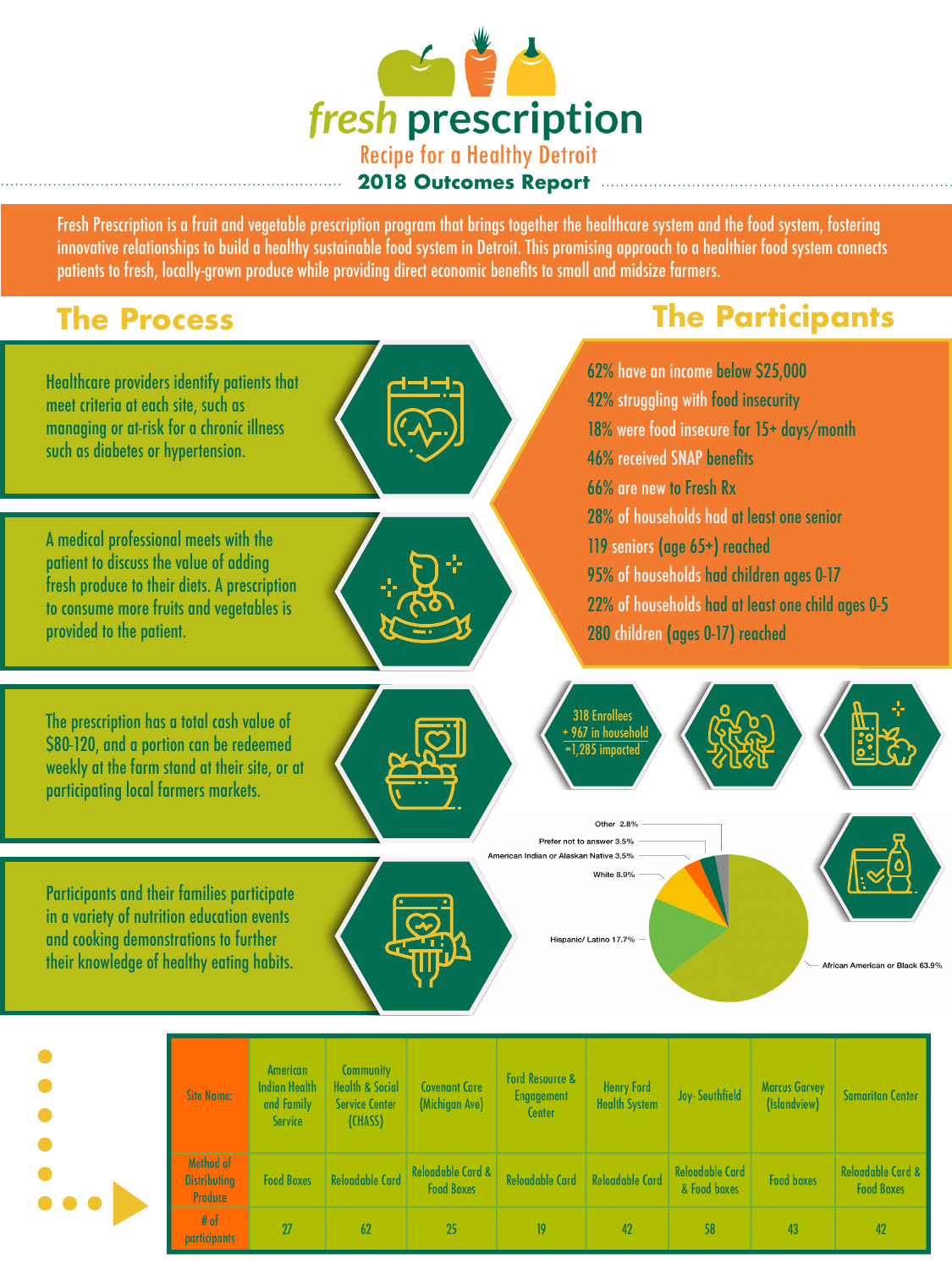# fresh prescription

## Recipe for a Healthy Detroit

### 2018 Outcomes Report

Fresh Prescription is a fruit and vegetable prescription program that brings together the healthcare system and the food system, fostering innovative relationships to build a healthy sustainable food system in Detroit. This promising approach to a healthier food system connects patients to fresh, locally-grown produce while providing direct economic benefits to small and midsize farmers.

## The Process

Healthcare providers identify patients that meet criteria at each site, such as managing or at-risk for a chronic illness such as diabetes or hypertension.

A medical professional meets with the patient to discuss the value of adding fresh produce to their diets. A prescription to consume more fruits and vegetables is provided to the patient.

The prescription has a total cash value of $80-120, and a portion can be redeemed weekly at the farm stand at their site, or at participating local farmers markets.

Participants and their families participate in a variety of nutrition education events and cooking demonstrations to further their knowledge of healthy eating habits.

## The Participants

- 62% have an income below $25,000
- 42% struggling with food insecurity
- 18% were food insecure for 15+ days/month
- 46% received SNAP benefits
- 66% are new to Fresh Rx
- 28% of households had at least one senior
- 119 seniors (age 65+) reached
- 95% of households had children ages 0-17
- 22% of households had at least one child ages 0-5
- 280 children (ages 0-17) reached

318 Enrollees + 967 in household =1,285 impacted

- African American or Black 63.9%
- Hispanic/ Latino 17.7%
- White 8.9%
- American Indian or Alaskan Native 3.5%
- Prefer not to answer 3.5%
- Other 2.8%

| Site Name: | American Indian Health and Family Service | Community Health & Social Service Center (CHASS) | Covenant Care (Michigan Ave) | Ford Resource & Engagement Center | Henry Ford Health System | Joy- Southfield | Marcus Garvey (Islandview) | Samaritan Center |
|---|---|---|---|---|---|---|---|---|
| Method of Distributing Produce | Food Boxes | Reloadable Card | Reloadable Card & Food Boxes | Reloadable Card | Reloadable Card | Reloadable Card & Food boxes | Food boxes | Reloadable Card & Food Boxes |
| # of participants | 27 | 62 | 25 | 19 | 42 | 58 | 43 | 42 |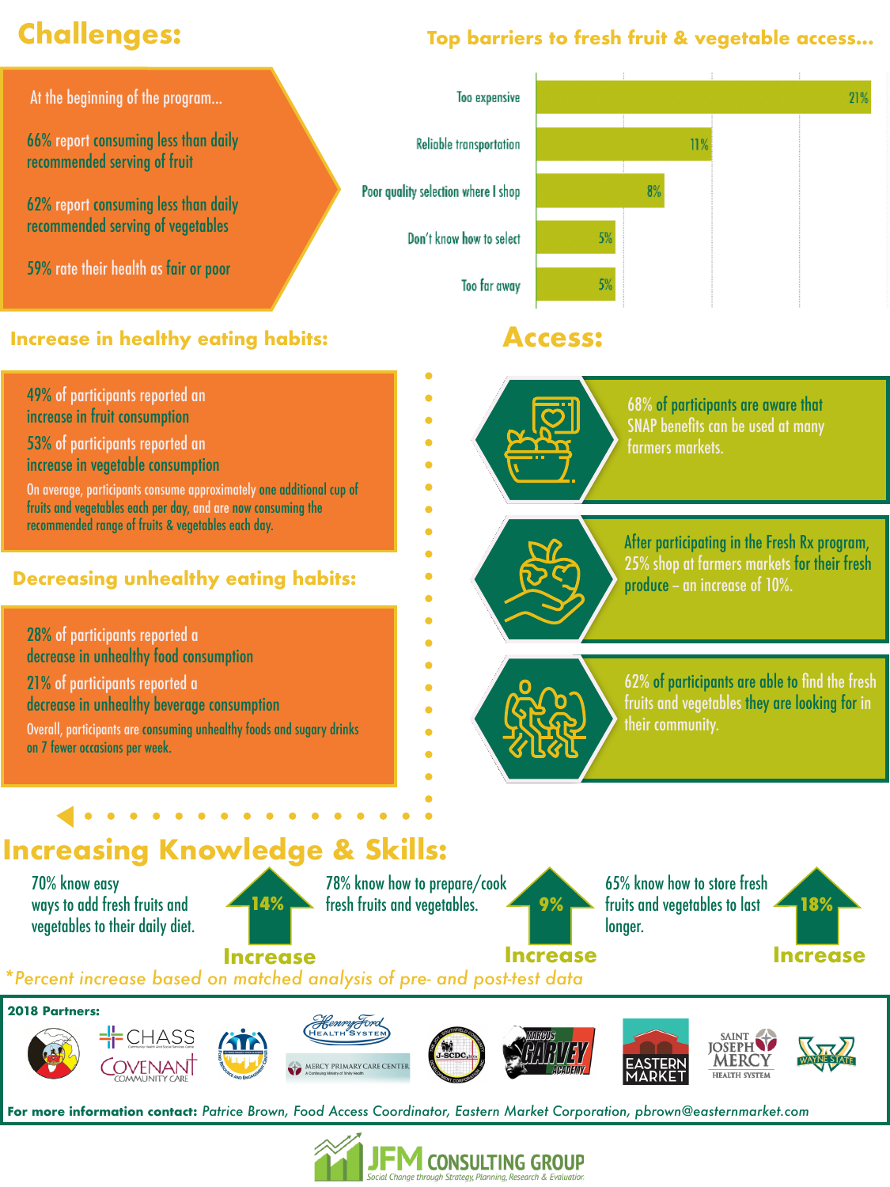## Challenges:

At the beginning of the program...

66% report consuming less than daily recommended serving of fruit

62% report consuming less than daily recommended serving of vegetables

59% rate their health as fair or poor

## Top barriers to fresh fruit & vegetable access...

Too expensive 21%
Reliable transportation 11%
Poor quality selection where I shop 8%
Don't know how to select 5%
Too far away 5%

## Increase in healthy eating habits:

49% of participants reported an increase in fruit consumption

53% of participants reported an increase in vegetable consumption

On average, participants consume approximately one additional cup of fruits and vegetables each per day, and are now consuming the recommended range of fruits & vegetables each day.

## Decreasing unhealthy eating habits:

28% of participants reported a decrease in unhealthy food consumption

21% of participants reported a decrease in unhealthy beverage consumption

Overall, participants are consuming unhealthy foods and sugary drinks on 7 fewer occasions per week.

## Access:

68% of participants are aware that SNAP benefits can be used at many farmers markets.

After participating in the Fresh Rx program, 25% shop at farmers markets for their fresh produce – an increase of 10%.

62% of participants are able to find the fresh fruits and vegetables they are looking for in their community.

## Increasing Knowledge & Skills:

70% know easy ways to add fresh fruits and vegetables to their daily diet.
14% Increase

78% know how to prepare/cook fresh fruits and vegetables.
9% Increase

65% know how to store fresh fruits and vegetables to last longer.
18% Increase

*Percent increase based on matched analysis of pre- and post-test data

**2018 Partners:** CHASS; Covenant Community Care; Henry Ford Health System; Mercy Primary Care Center; J-SCDC; Marcus Garvey Academy; Eastern Market; Saint Joseph Mercy Health System; Wayne State

**For more information contact:** *Patrice Brown, Food Access Coordinator, Eastern Market Corporation, pbrown@easternmarket.com*

JFM CONSULTING GROUP
Social Change through Strategy, Planning, Research & Evaluation